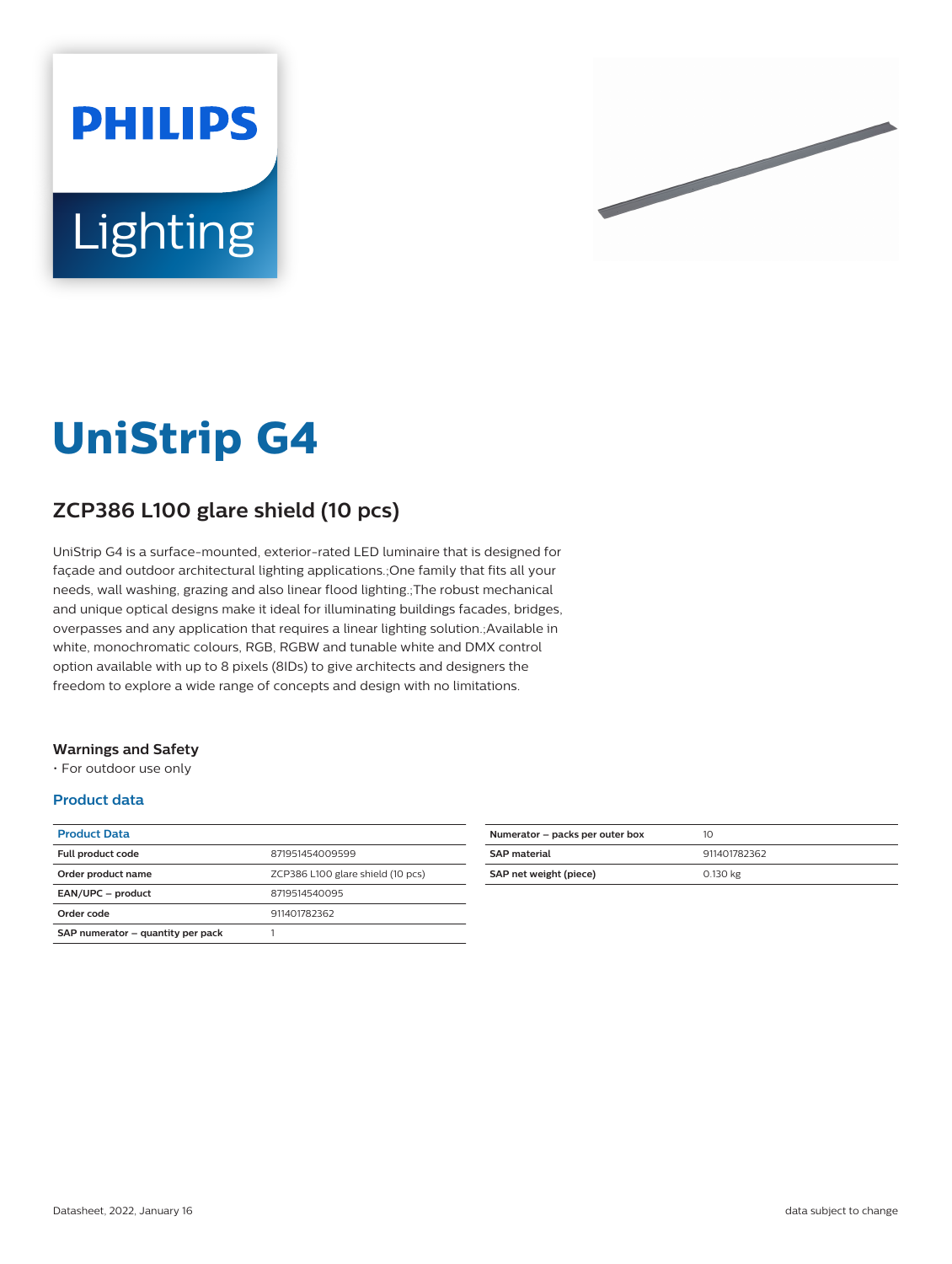# UniStrip G4

## ZCP386 L100 glare shield (10 pcs)

UniStrip G4 is a surface-mounted, exterior-rated LED luminaire that is designed for façade and outdoor architectural lighting applications.;One family that fits all your needs, wall washing, grazing and also linear flood lighting.;The robust mechanical and unique optical designs make it ideal for illuminating buildings facades, bridges, overpasses and any application that requires a linear lighting solution.;Available in white, monochromatic colours, RGB, RGBW and tunable white and DMX control option available with up to 8 pixels (8IDs) to give architects and designers the freedom to explore a wide range of concepts and design with no limitations.

### Warnings and Safety

- For outdoor use only

### Product data

| Product Data | |
|---|---|
| **Full product code** | 871951454009599 |
| **Order product name** | ZCP386 L100 glare shield (10 pcs) |
| **EAN/UPC – product** | 8719514540095 |
| **Order code** | 911401782362 |
| **SAP numerator – quantity per pack** | 1 |
| **Numerator – packs per outer box** | 10 |
| **SAP material** | 911401782362 |
| **SAP net weight (piece)** | 0.130 kg |

Datasheet, 2022, January 16

data subject to change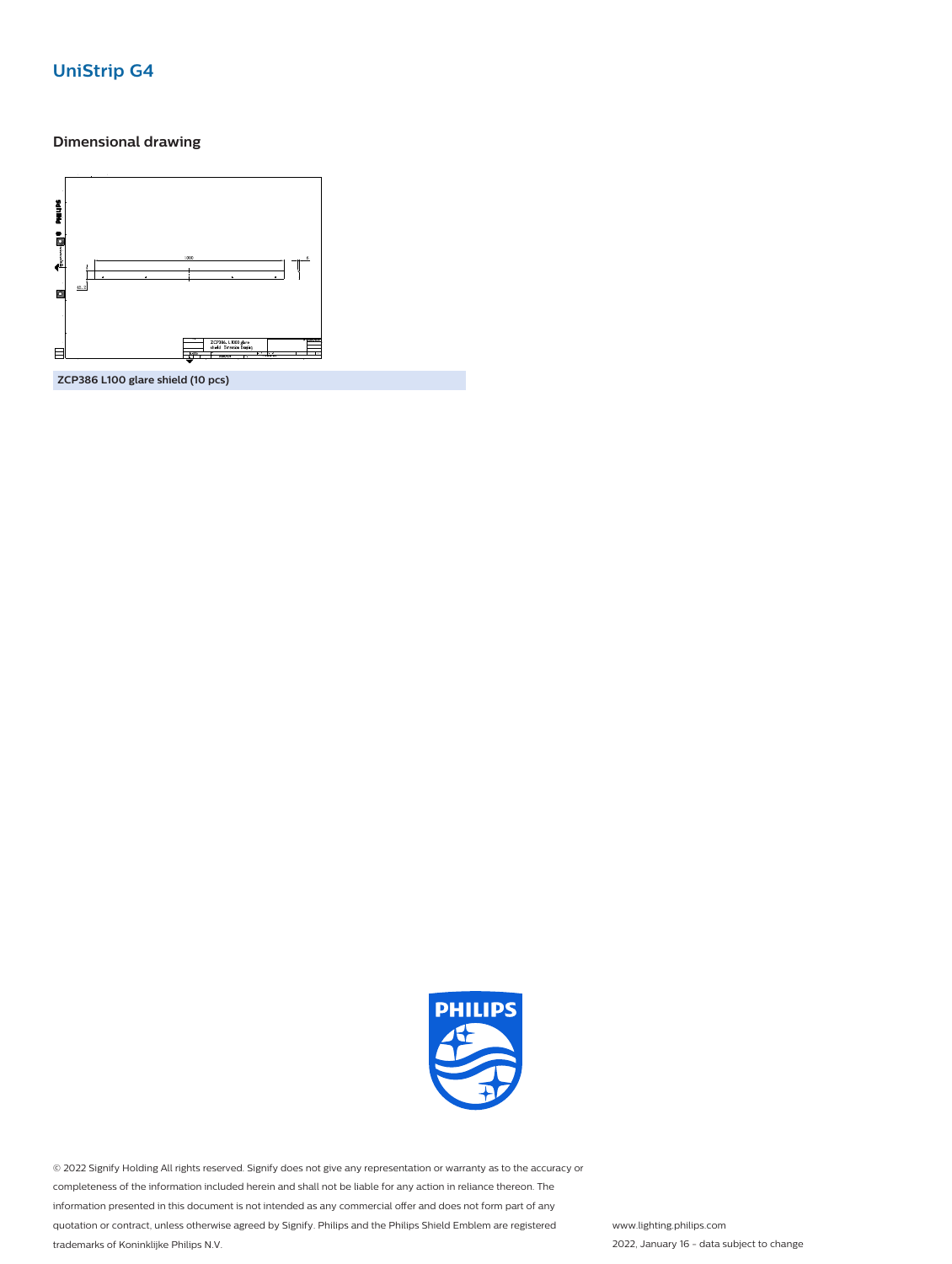## Dimensional drawing

1000

6

40.3

ZCP386 L100 glare shield (10 pcs)

© 2022 Signify Holding All rights reserved. Signify does not give any representation or warranty as to the accuracy or completeness of the information included herein and shall not be liable for any action in reliance thereon. The information presented in this document is not intended as any commercial offer and does not form part of any quotation or contract, unless otherwise agreed by Signify. Philips and the Philips Shield Emblem are registered trademarks of Koninklijke Philips N.V.

www.lighting.philips.com

2022, January 16 - data subject to change